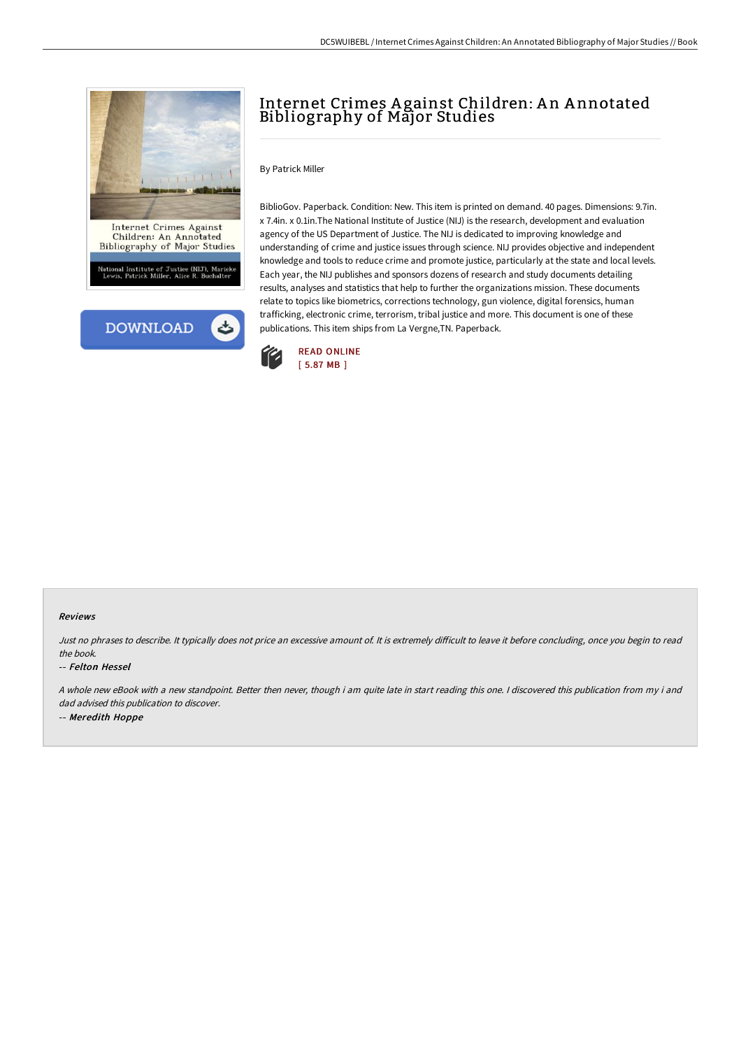# Internet Crimes Against Children: An Annotated Bibliography of Major Studies

By Patrick Miller

BiblioGov. Paperback. Condition: New. This item is printed on demand. 40 pages. Dimensions: 9.7in. x 7.4in. x 0.1in.The National Institute of Justice (NIJ) is the research, development and evaluation agency of the US Department of Justice. The NIJ is dedicated to improving knowledge and understanding of crime and justice issues through science. NIJ provides objective and independent knowledge and tools to reduce crime and promote justice, particularly at the state and local levels. Each year, the NIJ publishes and sponsors dozens of research and study documents detailing results, analyses and statistics that help to further the organizations mission. These documents relate to topics like biometrics, corrections technology, gun violence, digital forensics, human trafficking, electronic crime, terrorism, tribal justice and more. This document is one of these publications. This item ships from La Vergne,TN. Paperback.

READ ONLINE
[ 5.87 MB ]

DOWNLOAD

### Reviews

*Just no phrases to describe. It typically does not price an excessive amount of. It is extremely difficult to leave it before concluding, once you begin to read the book.*

-- ***Felton Hessel***

*A whole new eBook with a new standpoint. Better then never, though i am quite late in start reading this one. I discovered this publication from my i and dad advised this publication to discover.*

-- ***Meredith Hoppe***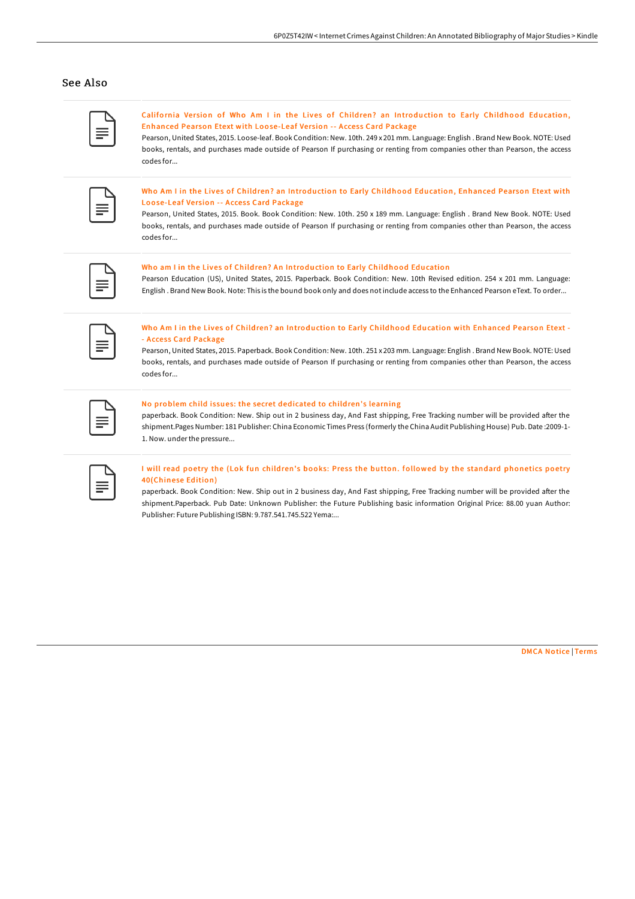## See Also

**California Version of Who Am I in the Lives of Children? an Introduction to Early Childhood Education, Enhanced Pearson Etext with Loose-Leaf Version -- Access Card Package**

Pearson, United States, 2015. Loose-leaf. Book Condition: New. 10th. 249 x 201 mm. Language: English . Brand New Book. NOTE: Used books, rentals, and purchases made outside of Pearson If purchasing or renting from companies other than Pearson, the access codes for...

**Who Am I in the Lives of Children? an Introduction to Early Childhood Education, Enhanced Pearson Etext with Loose-Leaf Version -- Access Card Package**

Pearson, United States, 2015. Book. Book Condition: New. 10th. 250 x 189 mm. Language: English . Brand New Book. NOTE: Used books, rentals, and purchases made outside of Pearson If purchasing or renting from companies other than Pearson, the access codes for...

**Who am I in the Lives of Children? An Introduction to Early Childhood Education**

Pearson Education (US), United States, 2015. Paperback. Book Condition: New. 10th Revised edition. 254 x 201 mm. Language: English . Brand New Book. Note: This is the bound book only and does not include access to the Enhanced Pearson eText. To order...

**Who Am I in the Lives of Children? an Introduction to Early Childhood Education with Enhanced Pearson Etext -- Access Card Package**

Pearson, United States, 2015. Paperback. Book Condition: New. 10th. 251 x 203 mm. Language: English . Brand New Book. NOTE: Used books, rentals, and purchases made outside of Pearson If purchasing or renting from companies other than Pearson, the access codes for...

**No problem child issues: the secret dedicated to children's learning**

paperback. Book Condition: New. Ship out in 2 business day, And Fast shipping, Free Tracking number will be provided after the shipment.Pages Number: 181 Publisher: China Economic Times Press (formerly the China Audit Publishing House) Pub. Date :2009-1-1. Now. under the pressure...

**I will read poetry the (Lok fun children's books: Press the button. followed by the standard phonetics poetry 40(Chinese Edition)**

paperback. Book Condition: New. Ship out in 2 business day, And Fast shipping, Free Tracking number will be provided after the shipment.Paperback. Pub Date: Unknown Publisher: the Future Publishing basic information Original Price: 88.00 yuan Author: Publisher: Future Publishing ISBN: 9.787.541.745.522 Yema:...

DMCA Notice | Terms